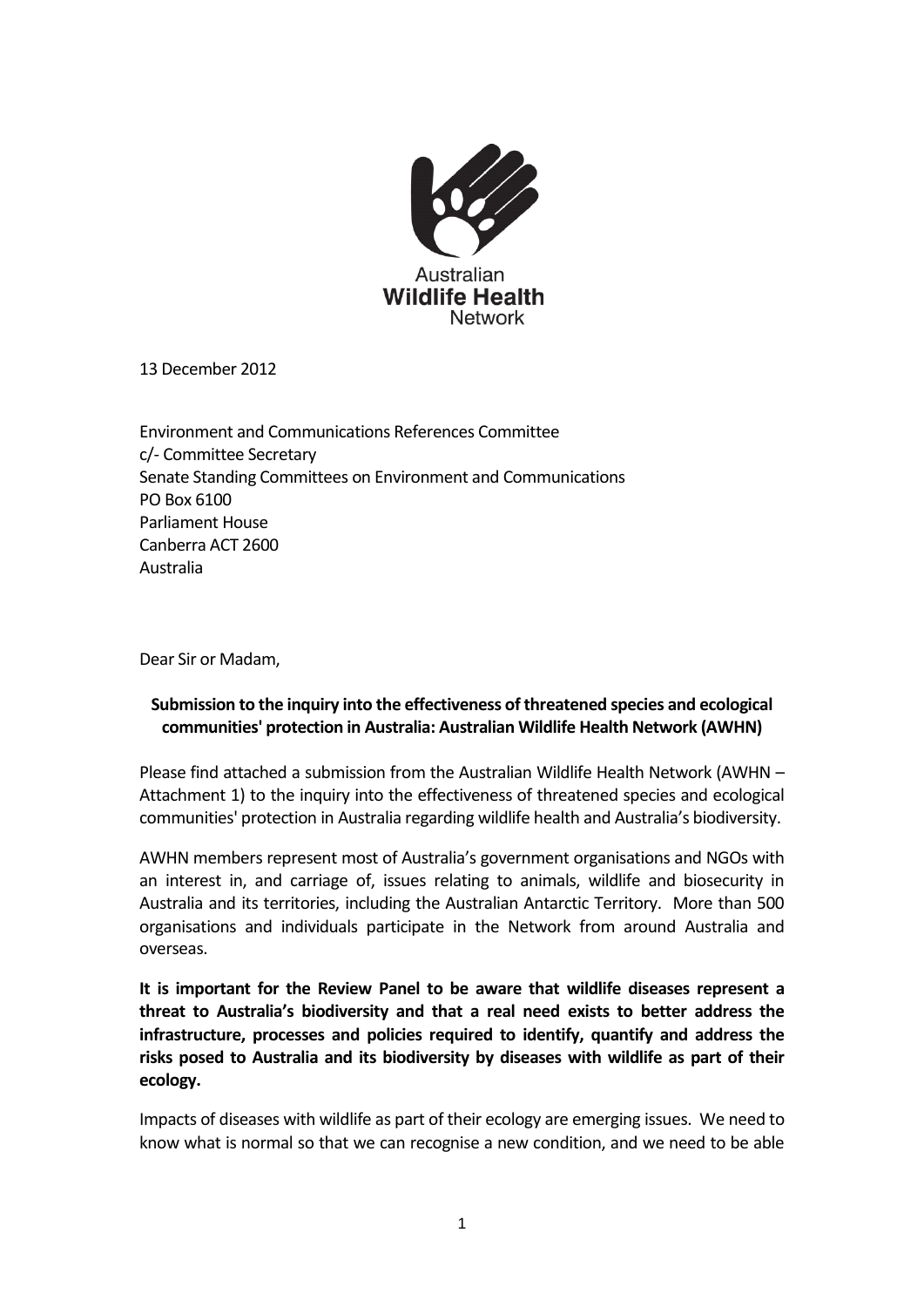Australian **Wildlife Health** Network

13 December 2012

Environment and Communications References Committee
c/- Committee Secretary
Senate Standing Committees on Environment and Communications
PO Box 6100
Parliament House
Canberra ACT 2600
Australia

Dear Sir or Madam,

**Submission to the inquiry into the effectiveness of threatened species and ecological communities' protection in Australia: Australian Wildlife Health Network (AWHN)**

Please find attached a submission from the Australian Wildlife Health Network (AWHN – Attachment 1) to the inquiry into the effectiveness of threatened species and ecological communities' protection in Australia regarding wildlife health and Australia's biodiversity.

AWHN members represent most of Australia's government organisations and NGOs with an interest in, and carriage of, issues relating to animals, wildlife and biosecurity in Australia and its territories, including the Australian Antarctic Territory. More than 500 organisations and individuals participate in the Network from around Australia and overseas.

**It is important for the Review Panel to be aware that wildlife diseases represent a threat to Australia's biodiversity and that a real need exists to better address the infrastructure, processes and policies required to identify, quantify and address the risks posed to Australia and its biodiversity by diseases with wildlife as part of their ecology.**

Impacts of diseases with wildlife as part of their ecology are emerging issues. We need to know what is normal so that we can recognise a new condition, and we need to be able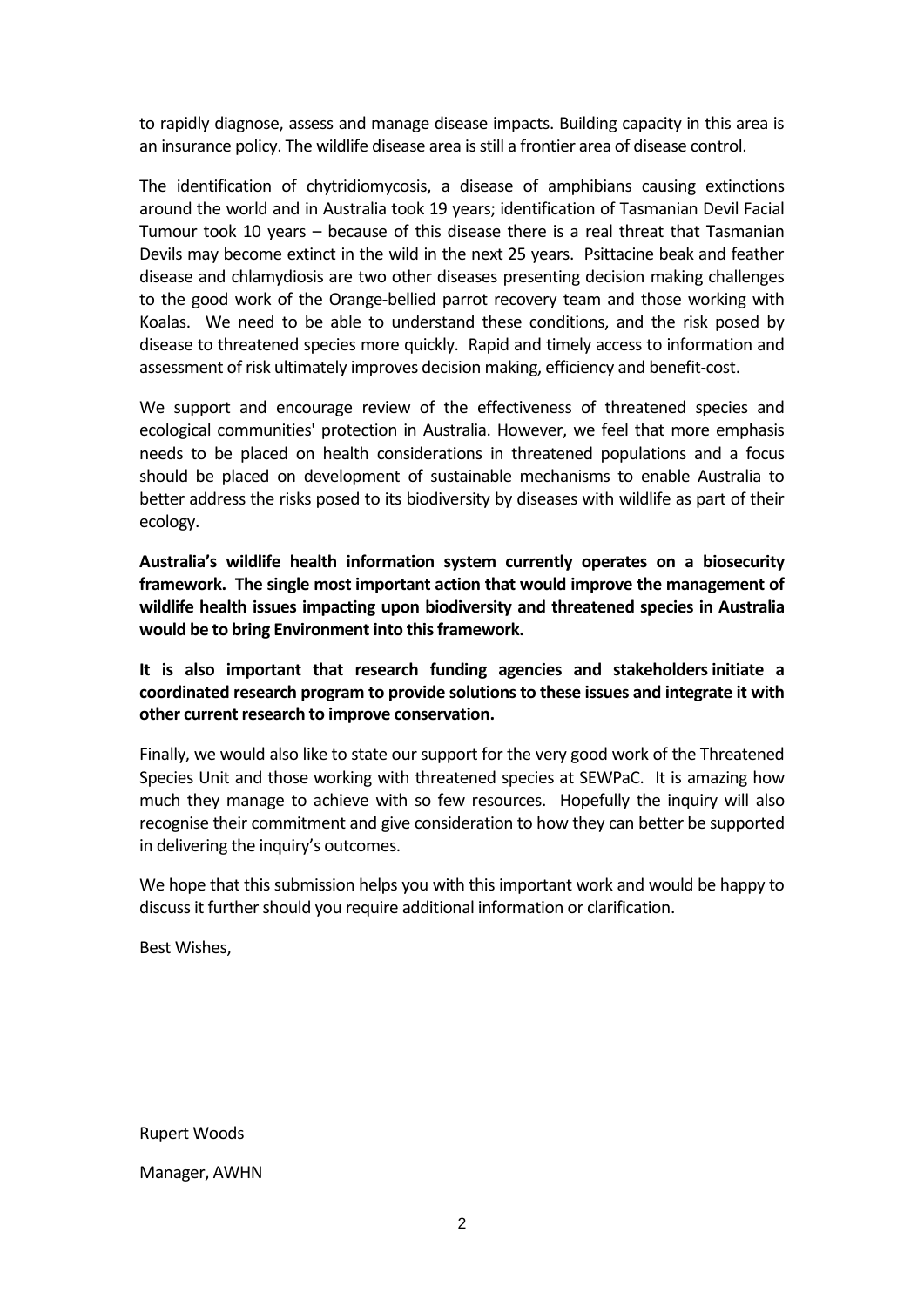to rapidly diagnose, assess and manage disease impacts. Building capacity in this area is an insurance policy. The wildlife disease area is still a frontier area of disease control.

The identification of chytridiomycosis, a disease of amphibians causing extinctions around the world and in Australia took 19 years; identification of Tasmanian Devil Facial Tumour took 10 years – because of this disease there is a real threat that Tasmanian Devils may become extinct in the wild in the next 25 years. Psittacine beak and feather disease and chlamydiosis are two other diseases presenting decision making challenges to the good work of the Orange-bellied parrot recovery team and those working with Koalas. We need to be able to understand these conditions, and the risk posed by disease to threatened species more quickly. Rapid and timely access to information and assessment of risk ultimately improves decision making, efficiency and benefit-cost.

We support and encourage review of the effectiveness of threatened species and ecological communities' protection in Australia. However, we feel that more emphasis needs to be placed on health considerations in threatened populations and a focus should be placed on development of sustainable mechanisms to enable Australia to better address the risks posed to its biodiversity by diseases with wildlife as part of their ecology.

**Australia's wildlife health information system currently operates on a biosecurity framework. The single most important action that would improve the management of wildlife health issues impacting upon biodiversity and threatened species in Australia would be to bring Environment into this framework.**

**It is also important that research funding agencies and stakeholders initiate a coordinated research program to provide solutions to these issues and integrate it with other current research to improve conservation.**

Finally, we would also like to state our support for the very good work of the Threatened Species Unit and those working with threatened species at SEWPaC. It is amazing how much they manage to achieve with so few resources. Hopefully the inquiry will also recognise their commitment and give consideration to how they can better be supported in delivering the inquiry's outcomes.

We hope that this submission helps you with this important work and would be happy to discuss it further should you require additional information or clarification.

Best Wishes,

Rupert Woods

Manager, AWHN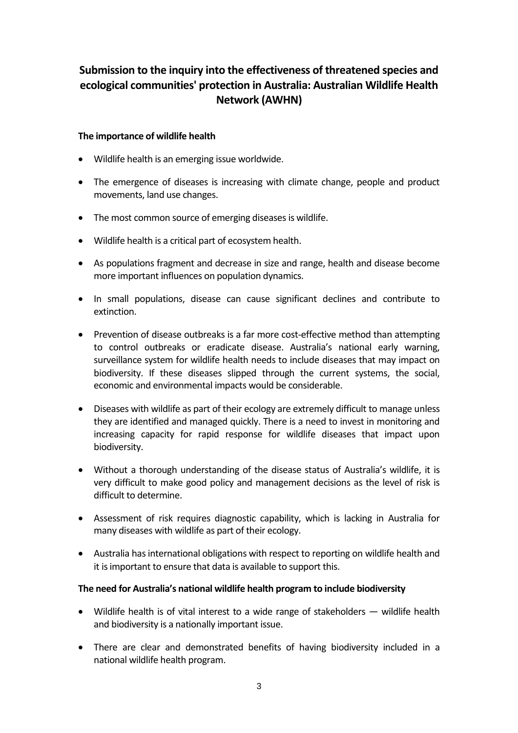# Submission to the inquiry into the effectiveness of threatened species and ecological communities' protection in Australia: Australian Wildlife Health Network (AWHN)

**The importance of wildlife health**

- Wildlife health is an emerging issue worldwide.
- The emergence of diseases is increasing with climate change, people and product movements, land use changes.
- The most common source of emerging diseases is wildlife.
- Wildlife health is a critical part of ecosystem health.
- As populations fragment and decrease in size and range, health and disease become more important influences on population dynamics.
- In small populations, disease can cause significant declines and contribute to extinction.
- Prevention of disease outbreaks is a far more cost-effective method than attempting to control outbreaks or eradicate disease. Australia's national early warning, surveillance system for wildlife health needs to include diseases that may impact on biodiversity. If these diseases slipped through the current systems, the social, economic and environmental impacts would be considerable.
- Diseases with wildlife as part of their ecology are extremely difficult to manage unless they are identified and managed quickly. There is a need to invest in monitoring and increasing capacity for rapid response for wildlife diseases that impact upon biodiversity.
- Without a thorough understanding of the disease status of Australia's wildlife, it is very difficult to make good policy and management decisions as the level of risk is difficult to determine.
- Assessment of risk requires diagnostic capability, which is lacking in Australia for many diseases with wildlife as part of their ecology.
- Australia has international obligations with respect to reporting on wildlife health and it is important to ensure that data is available to support this.

**The need for Australia's national wildlife health program to include biodiversity**

- Wildlife health is of vital interest to a wide range of stakeholders — wildlife health and biodiversity is a nationally important issue.
- There are clear and demonstrated benefits of having biodiversity included in a national wildlife health program.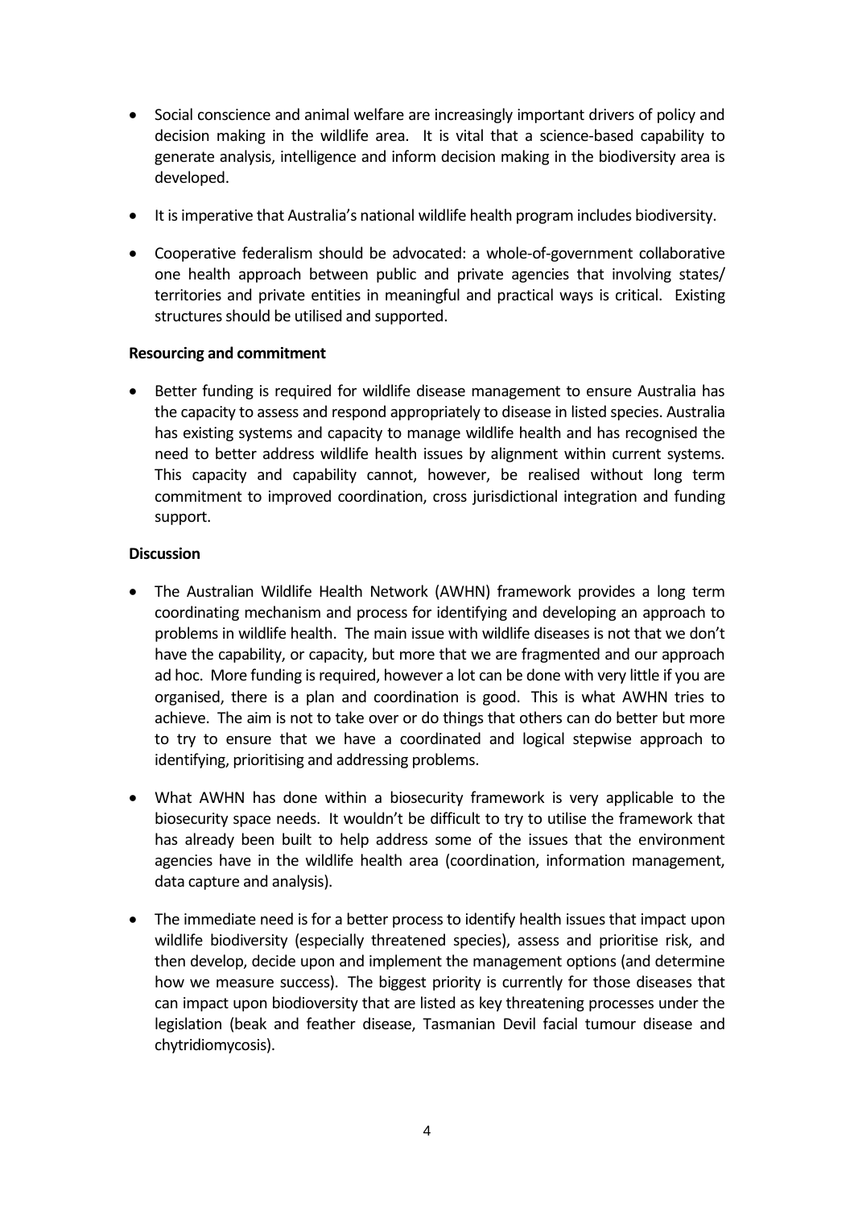- Social conscience and animal welfare are increasingly important drivers of policy and decision making in the wildlife area. It is vital that a science-based capability to generate analysis, intelligence and inform decision making in the biodiversity area is developed.

- It is imperative that Australia's national wildlife health program includes biodiversity.

- Cooperative federalism should be advocated: a whole-of-government collaborative one health approach between public and private agencies that involving states/ territories and private entities in meaningful and practical ways is critical. Existing structures should be utilised and supported.

**Resourcing and commitment**

- Better funding is required for wildlife disease management to ensure Australia has the capacity to assess and respond appropriately to disease in listed species. Australia has existing systems and capacity to manage wildlife health and has recognised the need to better address wildlife health issues by alignment within current systems. This capacity and capability cannot, however, be realised without long term commitment to improved coordination, cross jurisdictional integration and funding support.

**Discussion**

- The Australian Wildlife Health Network (AWHN) framework provides a long term coordinating mechanism and process for identifying and developing an approach to problems in wildlife health. The main issue with wildlife diseases is not that we don't have the capability, or capacity, but more that we are fragmented and our approach ad hoc. More funding is required, however a lot can be done with very little if you are organised, there is a plan and coordination is good. This is what AWHN tries to achieve. The aim is not to take over or do things that others can do better but more to try to ensure that we have a coordinated and logical stepwise approach to identifying, prioritising and addressing problems.

- What AWHN has done within a biosecurity framework is very applicable to the biosecurity space needs. It wouldn't be difficult to try to utilise the framework that has already been built to help address some of the issues that the environment agencies have in the wildlife health area (coordination, information management, data capture and analysis).

- The immediate need is for a better process to identify health issues that impact upon wildlife biodiversity (especially threatened species), assess and prioritise risk, and then develop, decide upon and implement the management options (and determine how we measure success). The biggest priority is currently for those diseases that can impact upon biodioversity that are listed as key threatening processes under the legislation (beak and feather disease, Tasmanian Devil facial tumour disease and chytridiomycosis).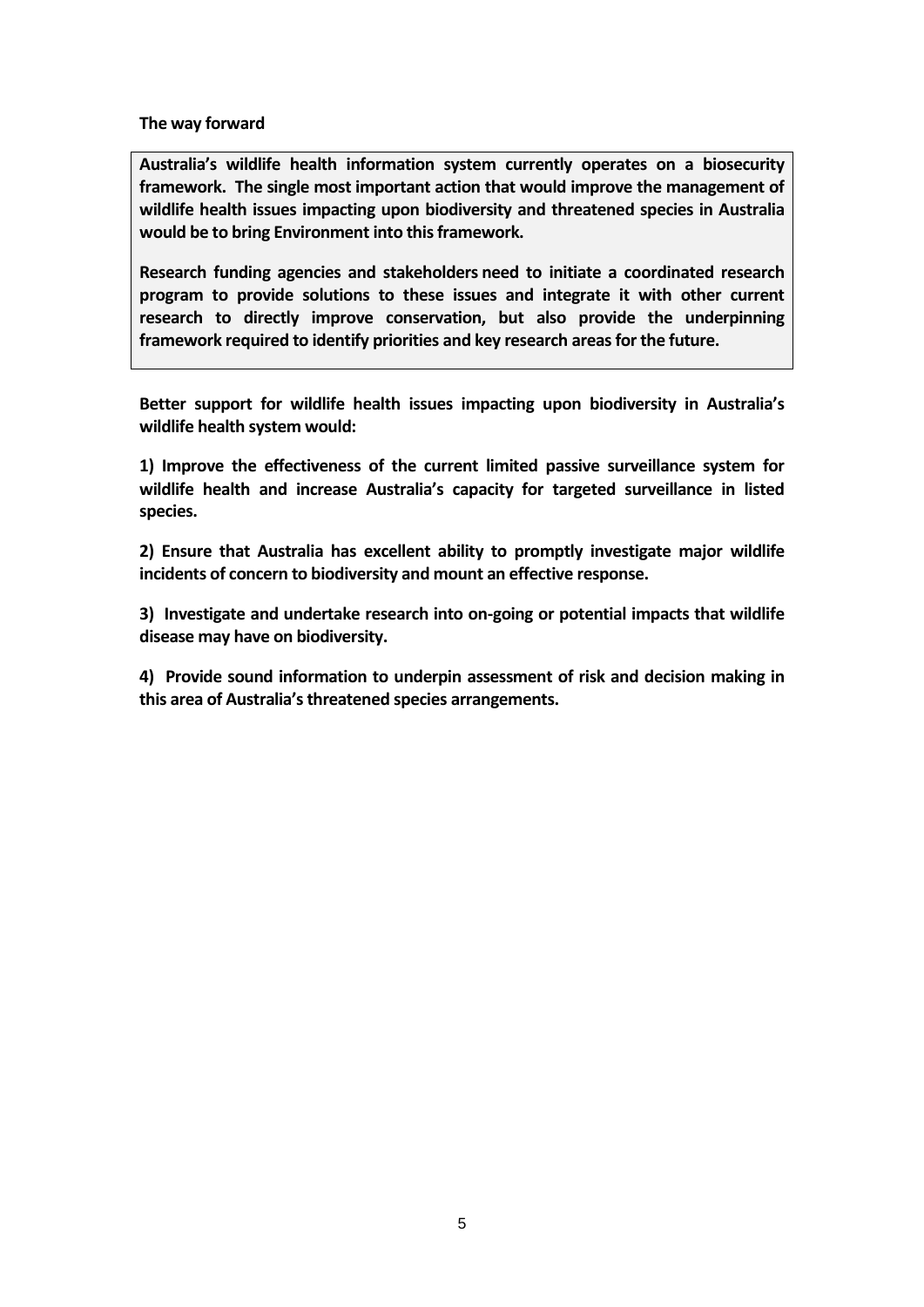**The way forward**

**Australia's wildlife health information system currently operates on a biosecurity framework. The single most important action that would improve the management of wildlife health issues impacting upon biodiversity and threatened species in Australia would be to bring Environment into this framework.**

**Research funding agencies and stakeholders need to initiate a coordinated research program to provide solutions to these issues and integrate it with other current research to directly improve conservation, but also provide the underpinning framework required to identify priorities and key research areas for the future.**

**Better support for wildlife health issues impacting upon biodiversity in Australia's wildlife health system would:**

**1) Improve the effectiveness of the current limited passive surveillance system for wildlife health and increase Australia's capacity for targeted surveillance in listed species.**

**2) Ensure that Australia has excellent ability to promptly investigate major wildlife incidents of concern to biodiversity and mount an effective response.**

**3) Investigate and undertake research into on-going or potential impacts that wildlife disease may have on biodiversity.**

**4) Provide sound information to underpin assessment of risk and decision making in this area of Australia's threatened species arrangements.**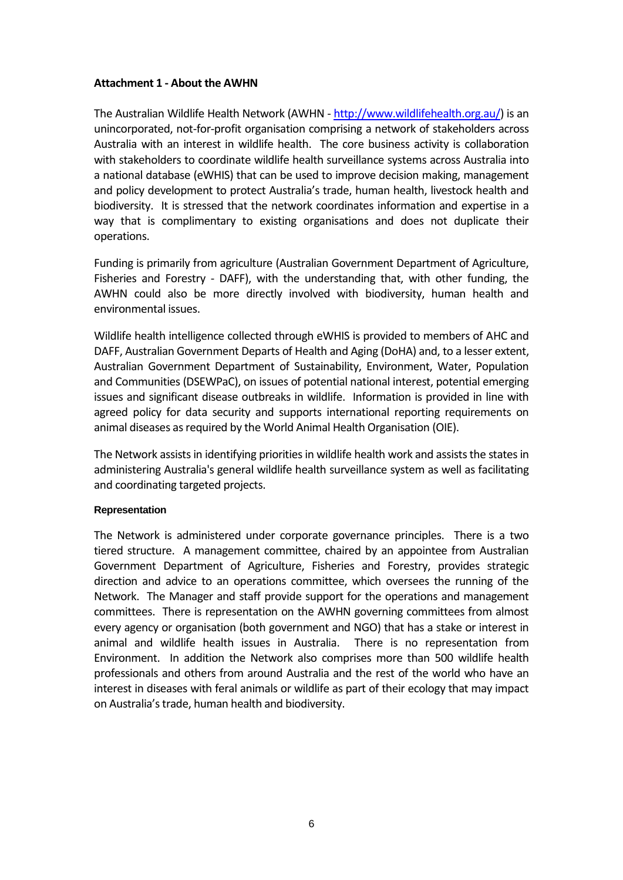**Attachment 1 - About the AWHN**

The Australian Wildlife Health Network (AWHN - http://www.wildlifehealth.org.au/) is an unincorporated, not-for-profit organisation comprising a network of stakeholders across Australia with an interest in wildlife health. The core business activity is collaboration with stakeholders to coordinate wildlife health surveillance systems across Australia into a national database (eWHIS) that can be used to improve decision making, management and policy development to protect Australia's trade, human health, livestock health and biodiversity. It is stressed that the network coordinates information and expertise in a way that is complimentary to existing organisations and does not duplicate their operations.

Funding is primarily from agriculture (Australian Government Department of Agriculture, Fisheries and Forestry - DAFF), with the understanding that, with other funding, the AWHN could also be more directly involved with biodiversity, human health and environmental issues.

Wildlife health intelligence collected through eWHIS is provided to members of AHC and DAFF, Australian Government Departs of Health and Aging (DoHA) and, to a lesser extent, Australian Government Department of Sustainability, Environment, Water, Population and Communities (DSEWPaC), on issues of potential national interest, potential emerging issues and significant disease outbreaks in wildlife. Information is provided in line with agreed policy for data security and supports international reporting requirements on animal diseases as required by the World Animal Health Organisation (OIE).

The Network assists in identifying priorities in wildlife health work and assists the states in administering Australia's general wildlife health surveillance system as well as facilitating and coordinating targeted projects.

**Representation**

The Network is administered under corporate governance principles. There is a two tiered structure. A management committee, chaired by an appointee from Australian Government Department of Agriculture, Fisheries and Forestry, provides strategic direction and advice to an operations committee, which oversees the running of the Network. The Manager and staff provide support for the operations and management committees. There is representation on the AWHN governing committees from almost every agency or organisation (both government and NGO) that has a stake or interest in animal and wildlife health issues in Australia. There is no representation from Environment. In addition the Network also comprises more than 500 wildlife health professionals and others from around Australia and the rest of the world who have an interest in diseases with feral animals or wildlife as part of their ecology that may impact on Australia's trade, human health and biodiversity.